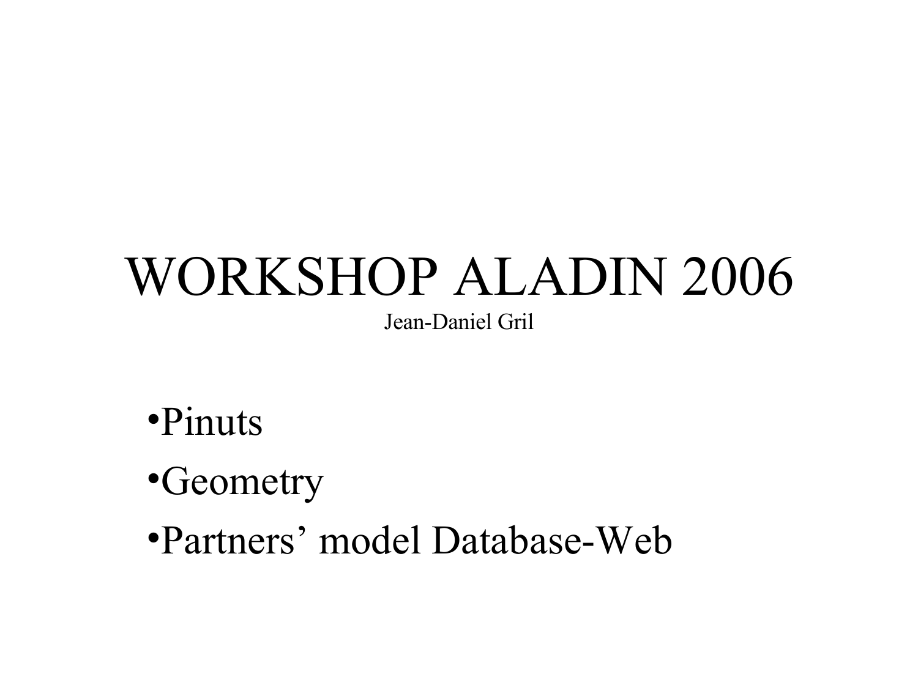# WORKSHOP ALADIN 2006

Jean-Daniel Gril

- Pinuts
- Geometry
- Partners' model Database-Web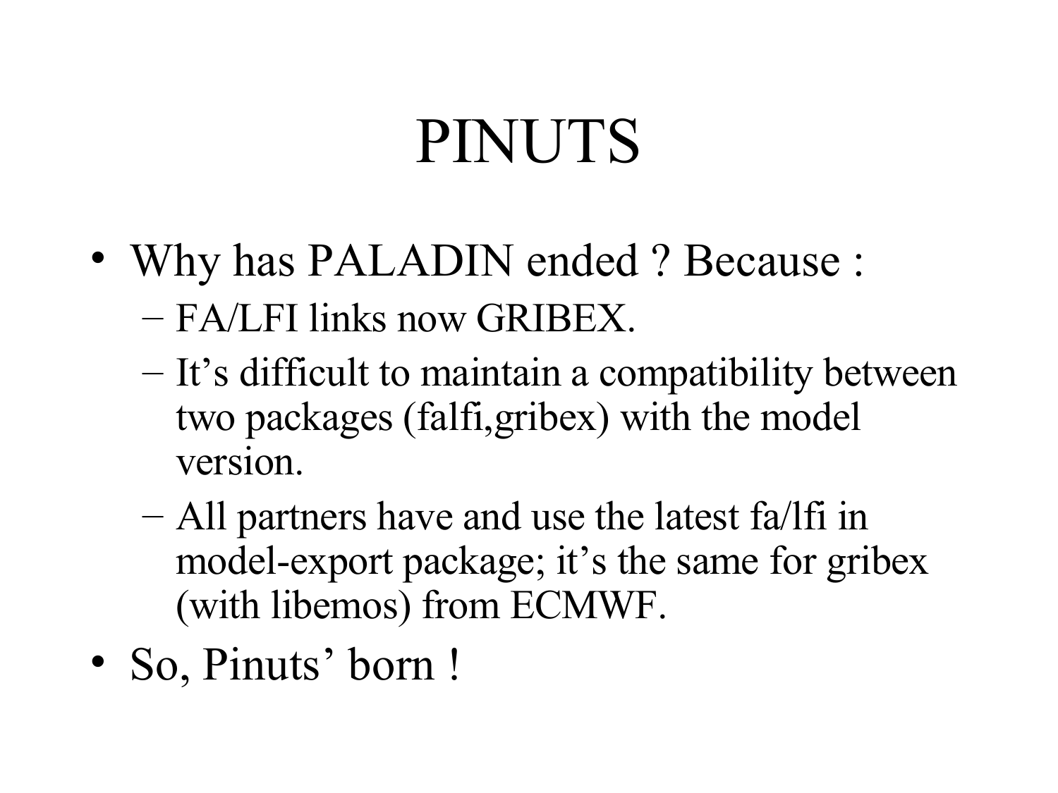# PINUTS

- Why has PALADIN ended ? Because :
  - FA/LFI links now GRIBEX.
  - It’s difficult to maintain a compatibility between two packages (falfi,gribex) with the model version.
  - All partners have and use the latest fa/lfi in model-export package; it’s the same for gribex (with libemos) from ECMWF.
- So, Pinuts’ born !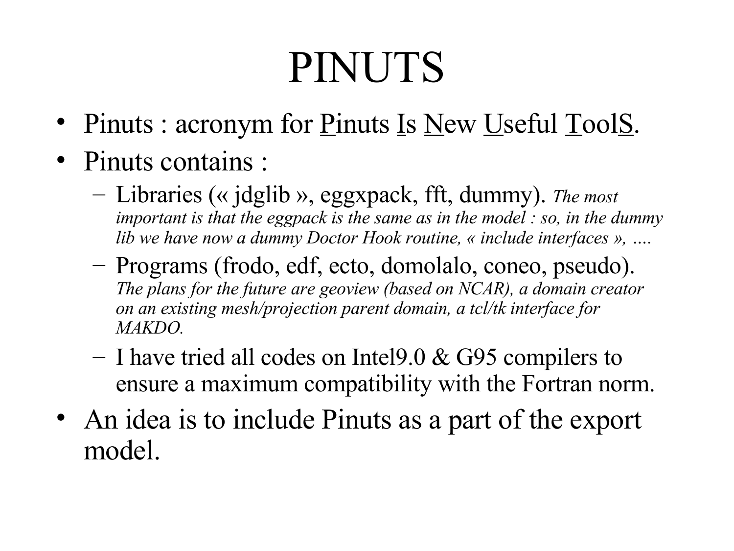# PINUTS

- Pinuts : acronym for <u>P</u>inuts <u>I</u>s <u>N</u>ew <u>U</u>seful <u>T</u>ool<u>S</u>.
- Pinuts contains :
  - Libraries (« jdglib », eggxpack, fft, dummy). *The most important is that the eggpack is the same as in the model : so, in the dummy lib we have now a dummy Doctor Hook routine, « include interfaces », ….*
  - Programs (frodo, edf, ecto, domolalo, coneo, pseudo). *The plans for the future are geoview (based on NCAR), a domain creator on an existing mesh/projection parent domain, a tcl/tk interface for MAKDO.*
  - I have tried all codes on Intel9.0 & G95 compilers to ensure a maximum compatibility with the Fortran norm.
- An idea is to include Pinuts as a part of the export model.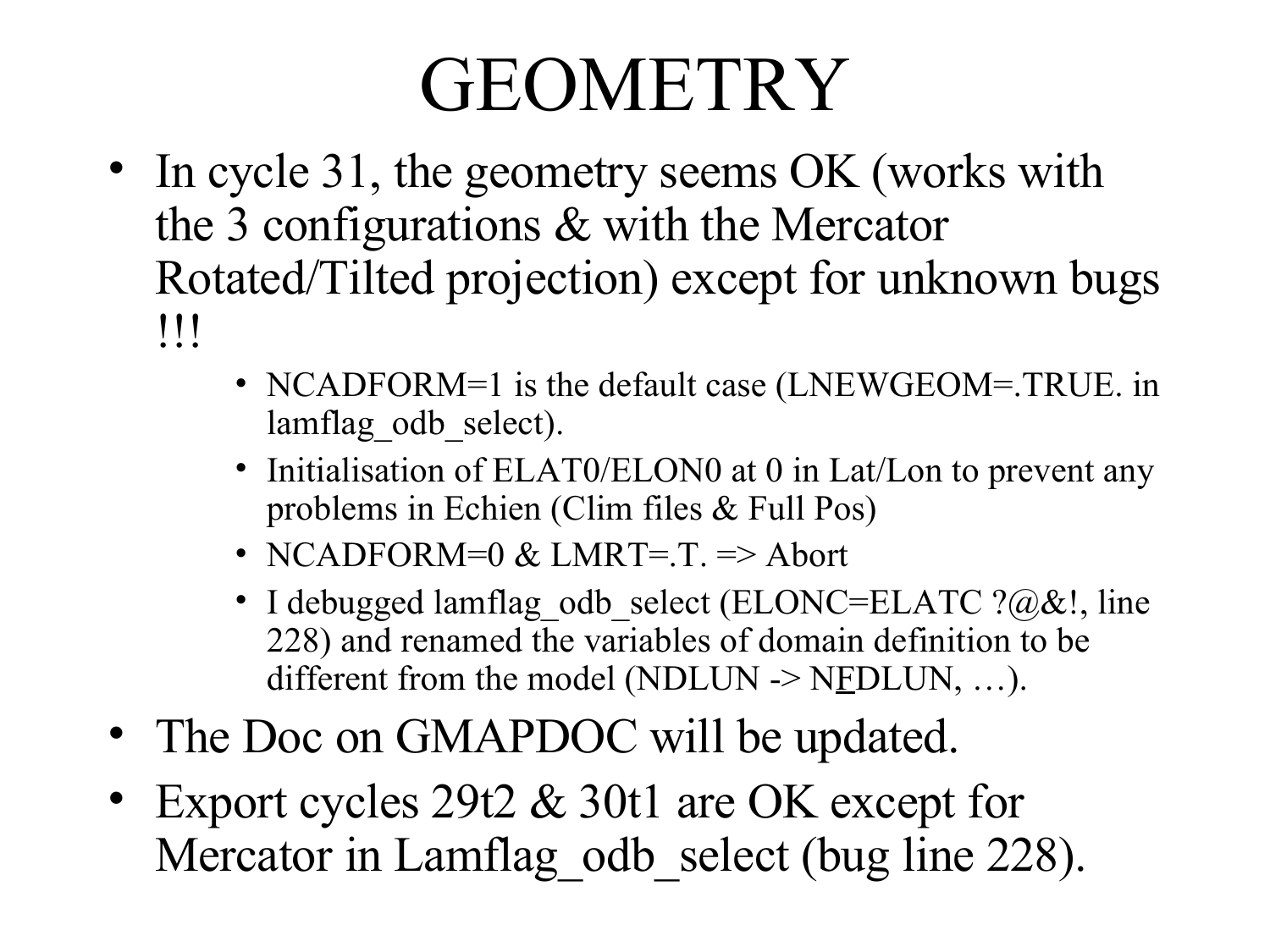# GEOMETRY

- In cycle 31, the geometry seems OK (works with the 3 configurations & with the Mercator Rotated/Tilted projection) except for unknown bugs !!!
  - NCADFORM=1 is the default case (LNEWGEOM=.TRUE. in lamflag_odb_select).
  - Initialisation of ELAT0/ELON0 at 0 in Lat/Lon to prevent any problems in Echien (Clim files & Full Pos)
  - NCADFORM=0 & LMRT=.T. => Abort
  - I debugged lamflag_odb_select (ELONC=ELATC ?@&!, line 228) and renamed the variables of domain definition to be different from the model (NDLUN -> NFDLUN, …).
- The Doc on GMAPDOC will be updated.
- Export cycles 29t2 & 30t1 are OK except for Mercator in Lamflag_odb_select (bug line 228).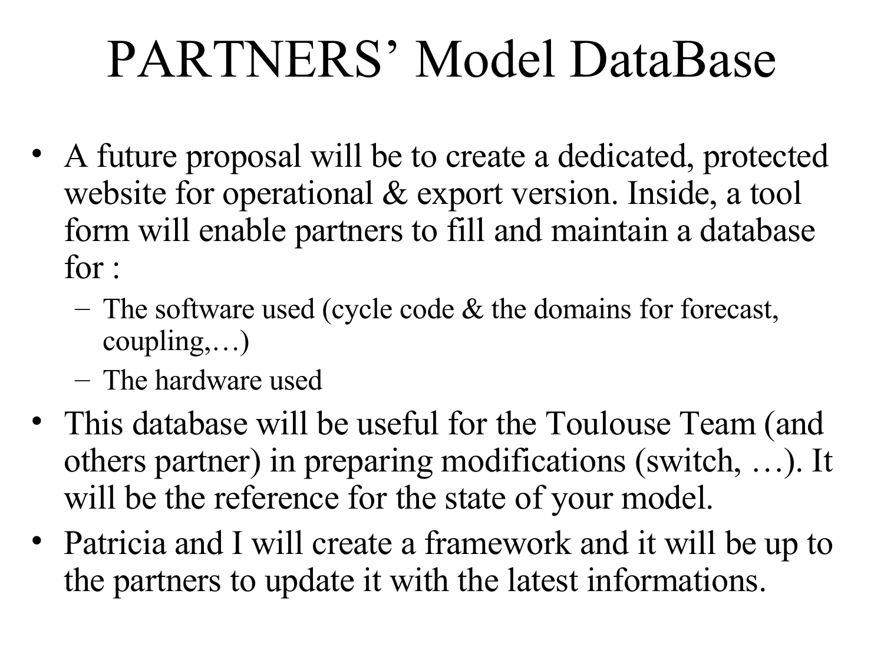# PARTNERS' Model DataBase

- A future proposal will be to create a dedicated, protected website for operational & export version. Inside, a tool form will enable partners to fill and maintain a database for :
  - The software used (cycle code & the domains for forecast, coupling,…)
  - The hardware used
- This database will be useful for the Toulouse Team (and others partner) in preparing modifications (switch, …). It will be the reference for the state of your model.
- Patricia and I will create a framework and it will be up to the partners to update it with the latest informations.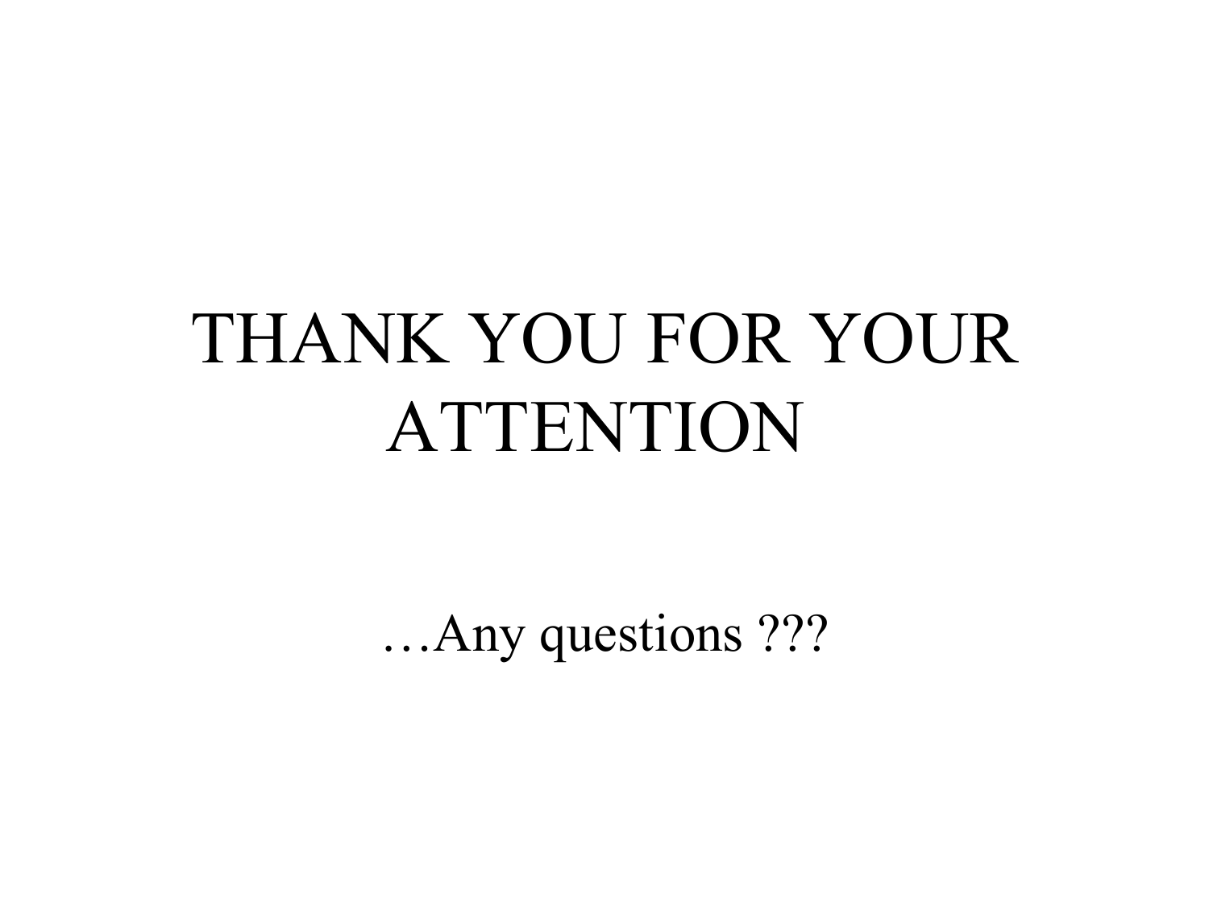# THANK YOU FOR YOUR ATTENTION

…Any questions ???